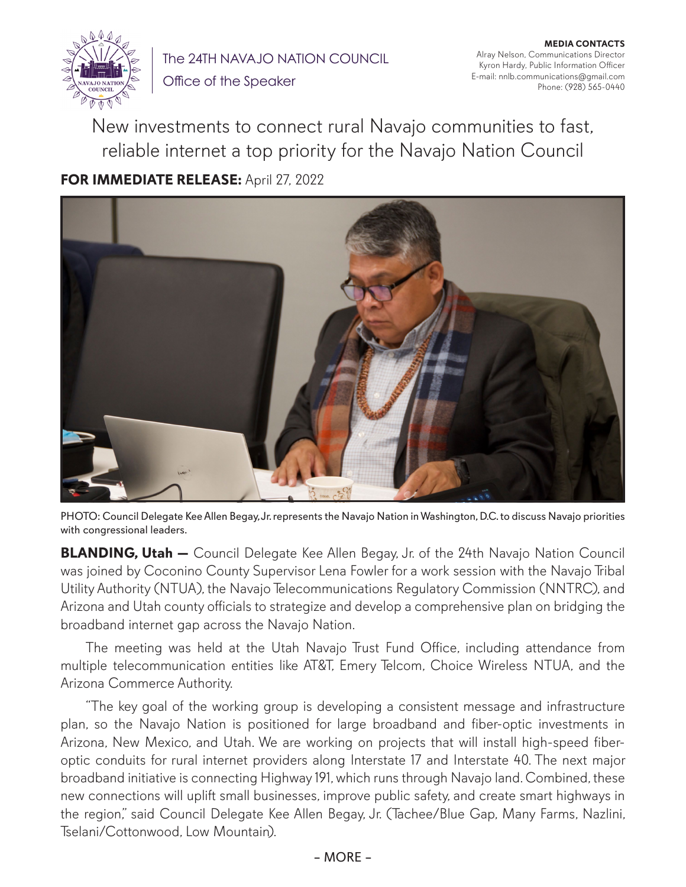The 24TH NAVAJO NATION COUNCIL
Office of the Speaker

**MEDIA CONTACTS**
Alray Nelson, Communications Director
Kyron Hardy, Public Information Officer
E-mail: nnlb.communications@gmail.com
Phone: (928) 565-0440

# New investments to connect rural Navajo communities to fast, reliable internet a top priority for the Navajo Nation Council

**FOR IMMEDIATE RELEASE:** April 27, 2022

PHOTO: Council Delegate Kee Allen Begay, Jr. represents the Navajo Nation in Washington, D.C. to discuss Navajo priorities with congressional leaders.

**BLANDING, Utah —** Council Delegate Kee Allen Begay, Jr. of the 24th Navajo Nation Council was joined by Coconino County Supervisor Lena Fowler for a work session with the Navajo Tribal Utility Authority (NTUA), the Navajo Telecommunications Regulatory Commission (NNTRC), and Arizona and Utah county officials to strategize and develop a comprehensive plan on bridging the broadband internet gap across the Navajo Nation.

The meeting was held at the Utah Navajo Trust Fund Office, including attendance from multiple telecommunication entities like AT&T, Emery Telcom, Choice Wireless NTUA, and the Arizona Commerce Authority.

"The key goal of the working group is developing a consistent message and infrastructure plan, so the Navajo Nation is positioned for large broadband and fiber-optic investments in Arizona, New Mexico, and Utah. We are working on projects that will install high-speed fiber-optic conduits for rural internet providers along Interstate 17 and Interstate 40. The next major broadband initiative is connecting Highway 191, which runs through Navajo land. Combined, these new connections will uplift small businesses, improve public safety, and create smart highways in the region," said Council Delegate Kee Allen Begay, Jr. (Tachee/Blue Gap, Many Farms, Nazlini, Tselani/Cottonwood, Low Mountain).

– MORE –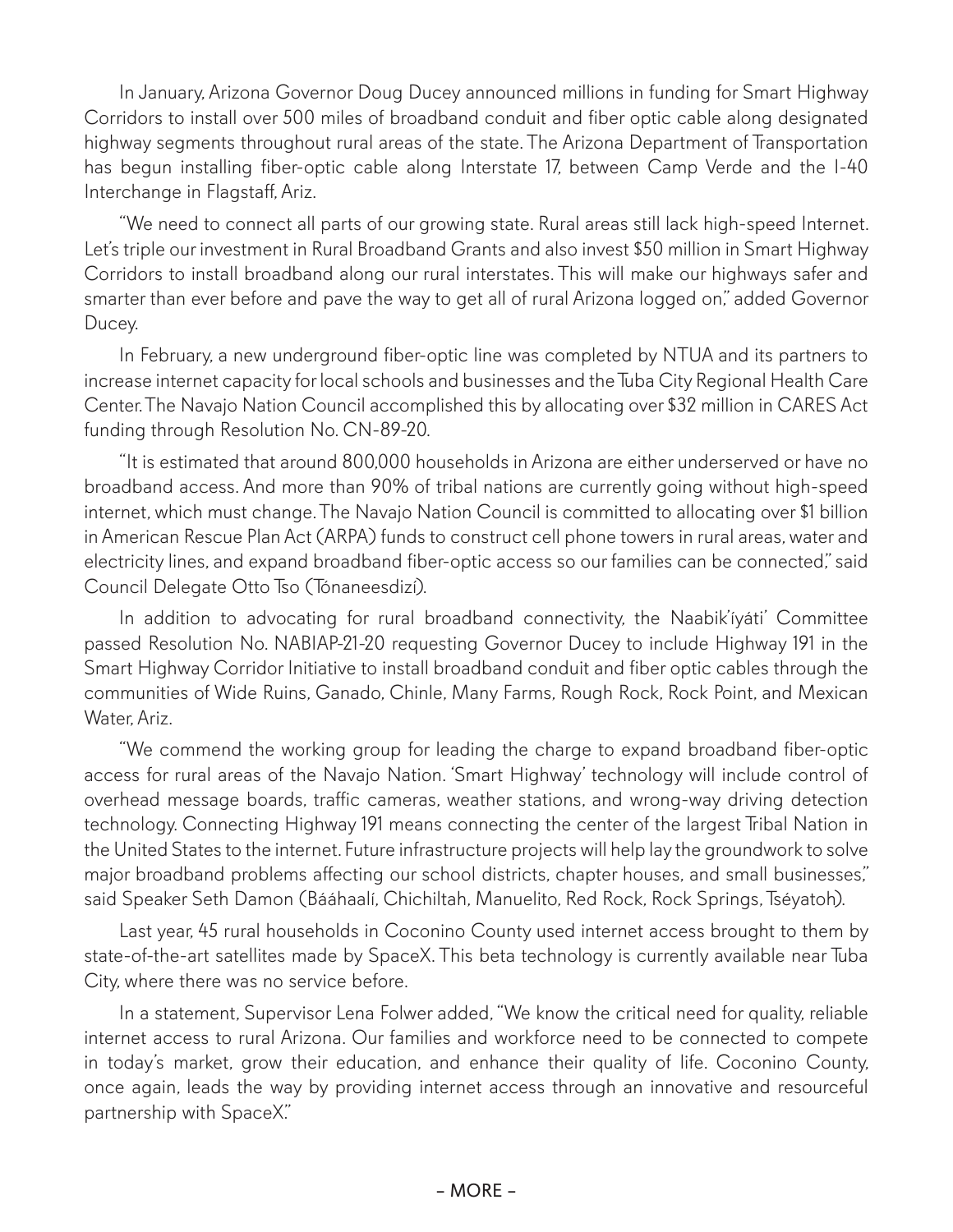In January, Arizona Governor Doug Ducey announced millions in funding for Smart Highway Corridors to install over 500 miles of broadband conduit and fiber optic cable along designated highway segments throughout rural areas of the state. The Arizona Department of Transportation has begun installing fiber-optic cable along Interstate 17, between Camp Verde and the I-40 Interchange in Flagstaff, Ariz.

"We need to connect all parts of our growing state. Rural areas still lack high-speed Internet. Let's triple our investment in Rural Broadband Grants and also invest $50 million in Smart Highway Corridors to install broadband along our rural interstates. This will make our highways safer and smarter than ever before and pave the way to get all of rural Arizona logged on," added Governor Ducey.

In February, a new underground fiber-optic line was completed by NTUA and its partners to increase internet capacity for local schools and businesses and the Tuba City Regional Health Care Center. The Navajo Nation Council accomplished this by allocating over $32 million in CARES Act funding through Resolution No. CN-89-20.

"It is estimated that around 800,000 households in Arizona are either underserved or have no broadband access. And more than 90% of tribal nations are currently going without high-speed internet, which must change. The Navajo Nation Council is committed to allocating over $1 billion in American Rescue Plan Act (ARPA) funds to construct cell phone towers in rural areas, water and electricity lines, and expand broadband fiber-optic access so our families can be connected," said Council Delegate Otto Tso (Tónaneesdizí).

In addition to advocating for rural broadband connectivity, the Naabik'íyáti' Committee passed Resolution No. NABIAP-21-20 requesting Governor Ducey to include Highway 191 in the Smart Highway Corridor Initiative to install broadband conduit and fiber optic cables through the communities of Wide Ruins, Ganado, Chinle, Many Farms, Rough Rock, Rock Point, and Mexican Water, Ariz.

"We commend the working group for leading the charge to expand broadband fiber-optic access for rural areas of the Navajo Nation. 'Smart Highway' technology will include control of overhead message boards, traffic cameras, weather stations, and wrong-way driving detection technology. Connecting Highway 191 means connecting the center of the largest Tribal Nation in the United States to the internet. Future infrastructure projects will help lay the groundwork to solve major broadband problems affecting our school districts, chapter houses, and small businesses," said Speaker Seth Damon (Bááhaalí, Chichiltah, Manuelito, Red Rock, Rock Springs, Tséyatoh).

Last year, 45 rural households in Coconino County used internet access brought to them by state-of-the-art satellites made by SpaceX. This beta technology is currently available near Tuba City, where there was no service before.

In a statement, Supervisor Lena Folwer added, "We know the critical need for quality, reliable internet access to rural Arizona. Our families and workforce need to be connected to compete in today's market, grow their education, and enhance their quality of life. Coconino County, once again, leads the way by providing internet access through an innovative and resourceful partnership with SpaceX."

– MORE –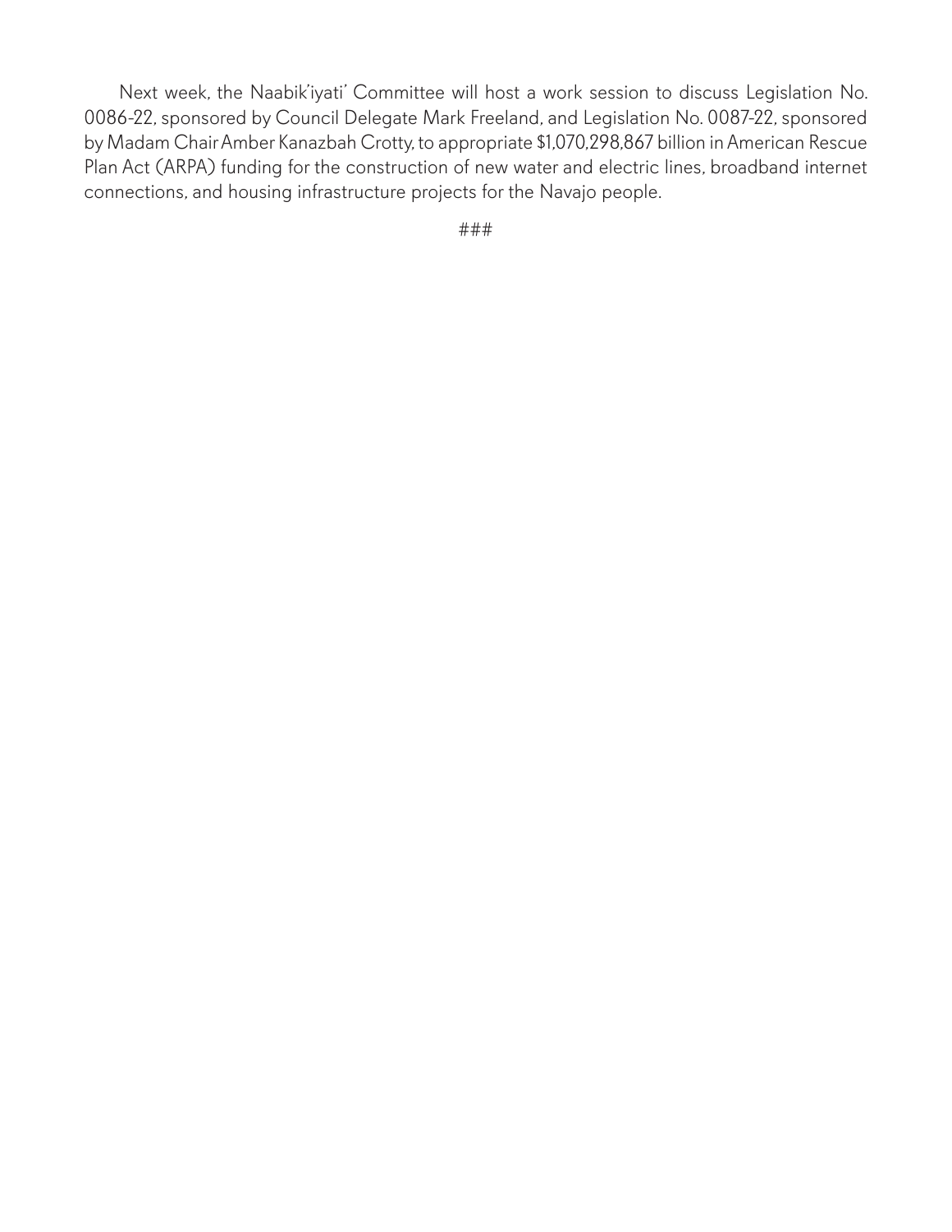Next week, the Naabik'iyati' Committee will host a work session to discuss Legislation No. 0086-22, sponsored by Council Delegate Mark Freeland, and Legislation No. 0087-22, sponsored by Madam Chair Amber Kanazbah Crotty, to appropriate $1,070,298,867 billion in American Rescue Plan Act (ARPA) funding for the construction of new water and electric lines, broadband internet connections, and housing infrastructure projects for the Navajo people.

###